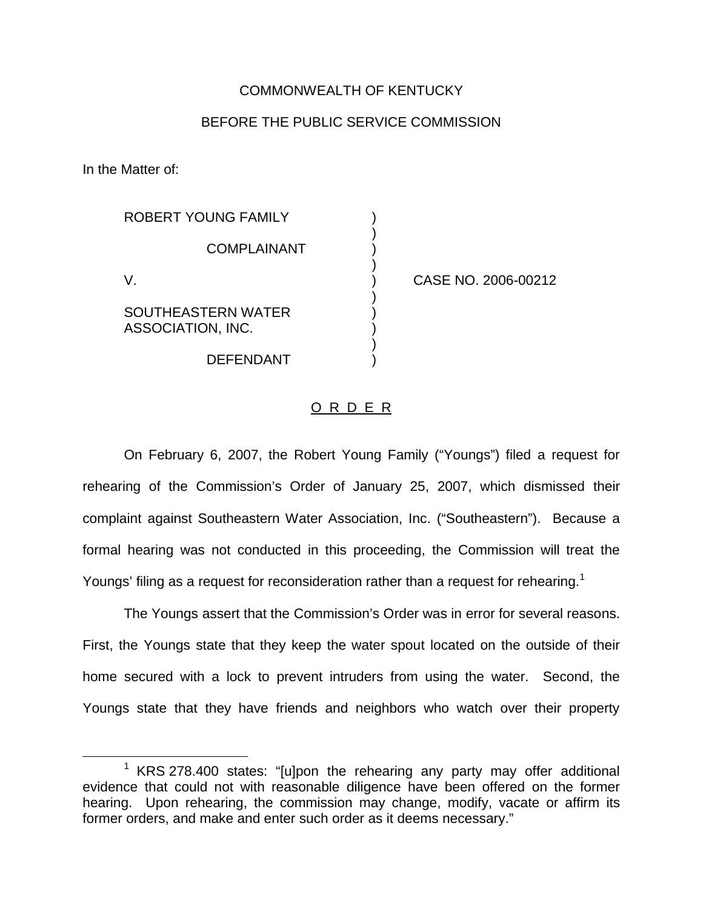COMMONWEALTH OF KENTUCKY

BEFORE THE PUBLIC SERVICE COMMISSION

In the Matter of:

| | | |
|---|---|---|
| ROBERT YOUNG FAMILY<br><br>COMPLAINANT<br><br>V.<br><br>SOUTHEASTERN WATER ASSOCIATION, INC.<br><br>DEFENDANT | ) | CASE NO. 2006-00212 |

O R D E R

On February 6, 2007, the Robert Young Family ("Youngs") filed a request for rehearing of the Commission's Order of January 25, 2007, which dismissed their complaint against Southeastern Water Association, Inc. ("Southeastern"). Because a formal hearing was not conducted in this proceeding, the Commission will treat the Youngs' filing as a request for reconsideration rather than a request for rehearing.[1]

The Youngs assert that the Commission's Order was in error for several reasons. First, the Youngs state that they keep the water spout located on the outside of their home secured with a lock to prevent intruders from using the water. Second, the Youngs state that they have friends and neighbors who watch over their property

---

[1] KRS 278.400 states: "[u]pon the rehearing any party may offer additional evidence that could not with reasonable diligence have been offered on the former hearing. Upon rehearing, the commission may change, modify, vacate or affirm its former orders, and make and enter such order as it deems necessary."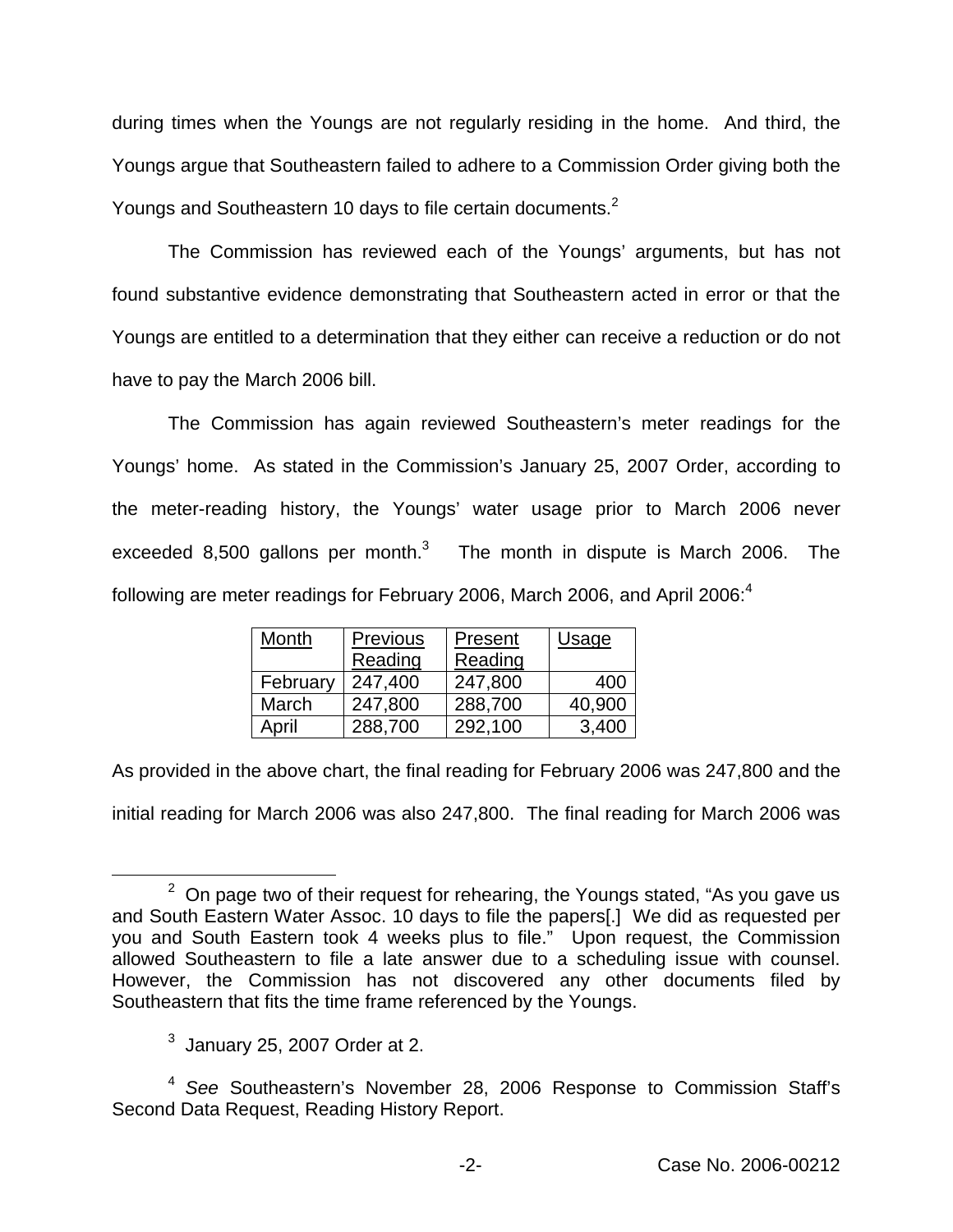during times when the Youngs are not regularly residing in the home. And third, the Youngs argue that Southeastern failed to adhere to a Commission Order giving both the Youngs and Southeastern 10 days to file certain documents.[2]

The Commission has reviewed each of the Youngs' arguments, but has not found substantive evidence demonstrating that Southeastern acted in error or that the Youngs are entitled to a determination that they either can receive a reduction or do not have to pay the March 2006 bill.

The Commission has again reviewed Southeastern's meter readings for the Youngs' home. As stated in the Commission's January 25, 2007 Order, according to the meter-reading history, the Youngs' water usage prior to March 2006 never exceeded 8,500 gallons per month.[3] The month in dispute is March 2006. The following are meter readings for February 2006, March 2006, and April 2006:[4]

| Month | Previous Reading | Present Reading | Usage |
|---|---|---|---|
| February | 247,400 | 247,800 | 400 |
| March | 247,800 | 288,700 | 40,900 |
| April | 288,700 | 292,100 | 3,400 |

As provided in the above chart, the final reading for February 2006 was 247,800 and the initial reading for March 2006 was also 247,800. The final reading for March 2006 was

---

[2] On page two of their request for rehearing, the Youngs stated, "As you gave us and South Eastern Water Assoc. 10 days to file the papers[.] We did as requested per you and South Eastern took 4 weeks plus to file." Upon request, the Commission allowed Southeastern to file a late answer due to a scheduling issue with counsel. However, the Commission has not discovered any other documents filed by Southeastern that fits the time frame referenced by the Youngs.

[3] January 25, 2007 Order at 2.

[4] *See* Southeastern's November 28, 2006 Response to Commission Staff's Second Data Request, Reading History Report.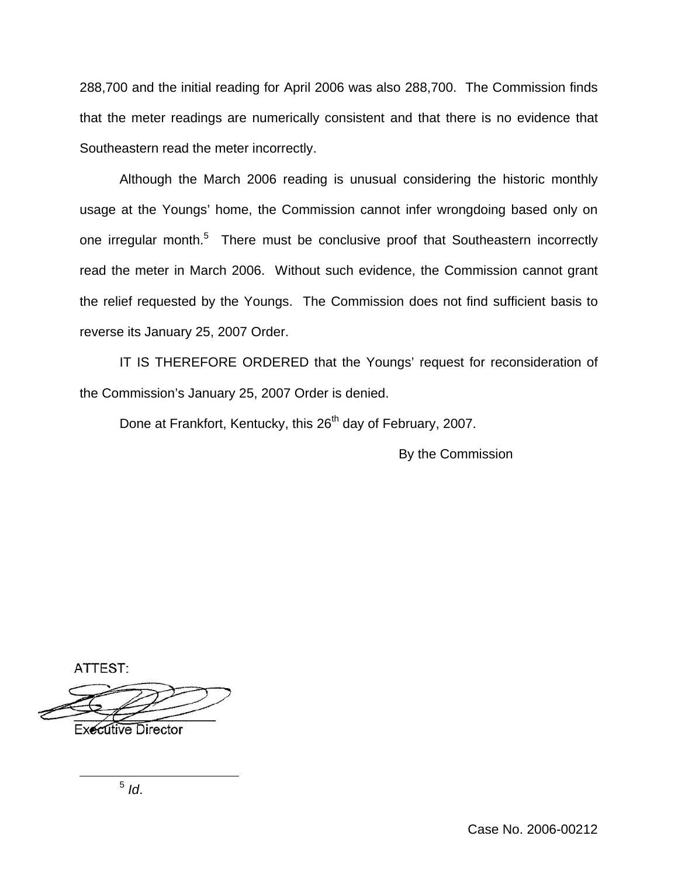288,700 and the initial reading for April 2006 was also 288,700. The Commission finds that the meter readings are numerically consistent and that there is no evidence that Southeastern read the meter incorrectly.

Although the March 2006 reading is unusual considering the historic monthly usage at the Youngs' home, the Commission cannot infer wrongdoing based only on one irregular month.[5] There must be conclusive proof that Southeastern incorrectly read the meter in March 2006. Without such evidence, the Commission cannot grant the relief requested by the Youngs. The Commission does not find sufficient basis to reverse its January 25, 2007 Order.

IT IS THEREFORE ORDERED that the Youngs' request for reconsideration of the Commission's January 25, 2007 Order is denied.

Done at Frankfort, Kentucky, this 26th day of February, 2007.

By the Commission

ATTEST:

Executive Director

[5] *Id*.

Case No. 2006-00212